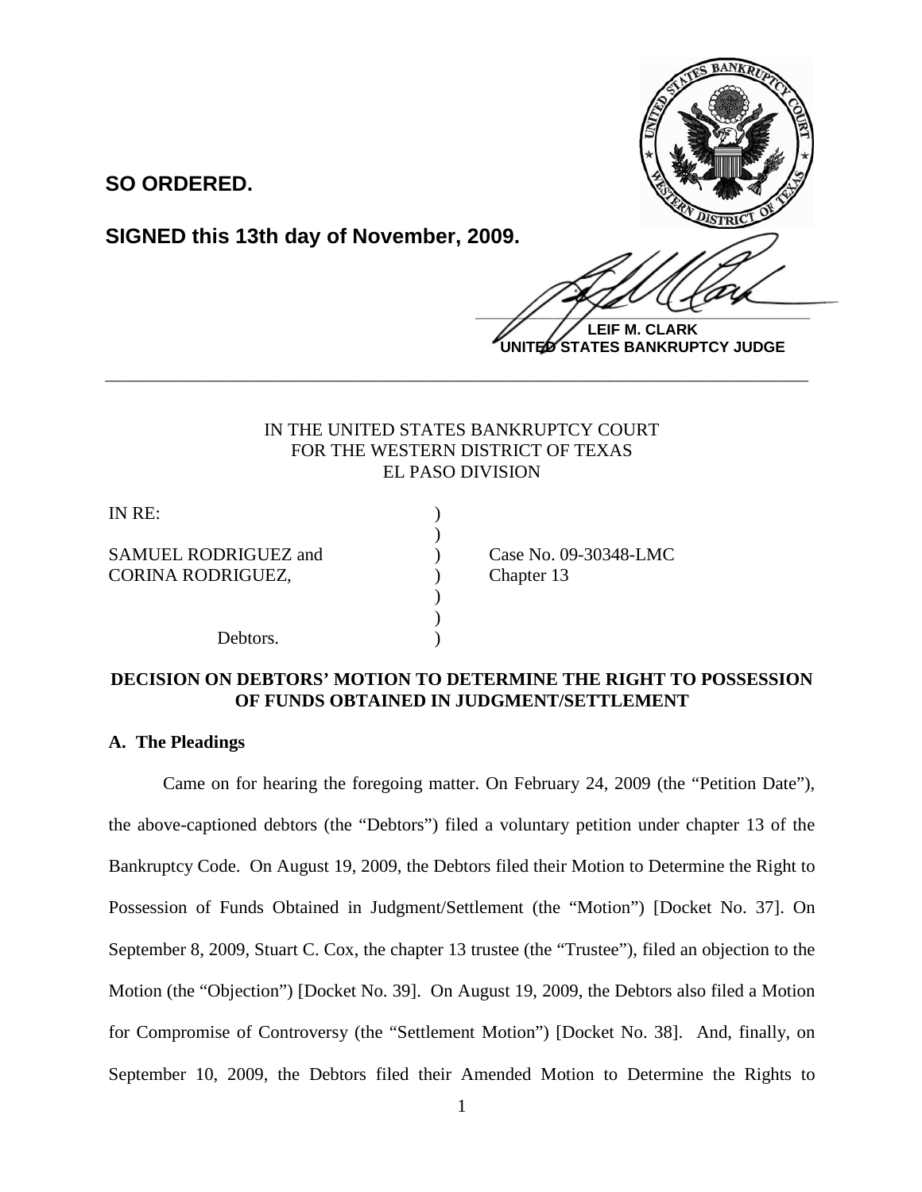**SO ORDERED.**

**SIGNED this 13th day of November, 2009.**

**LEIF M. CLARK**
**UNITED STATES BANKRUPTCY JUDGE**

---

IN THE UNITED STATES BANKRUPTCY COURT
FOR THE WESTERN DISTRICT OF TEXAS
EL PASO DIVISION

| | | |
|---|---|---|
| IN RE: | ) | |
| | ) | |
| SAMUEL RODRIGUEZ and | ) | Case No. 09-30348-LMC |
| CORINA RODRIGUEZ, | ) | Chapter 13 |
| | ) | |
| | ) | |
| Debtors. | ) | |

**DECISION ON DEBTORS' MOTION TO DETERMINE THE RIGHT TO POSSESSION OF FUNDS OBTAINED IN JUDGMENT/SETTLEMENT**

**A. The Pleadings**

Came on for hearing the foregoing matter. On February 24, 2009 (the "Petition Date"), the above-captioned debtors (the "Debtors") filed a voluntary petition under chapter 13 of the Bankruptcy Code. On August 19, 2009, the Debtors filed their Motion to Determine the Right to Possession of Funds Obtained in Judgment/Settlement (the "Motion") [Docket No. 37]. On September 8, 2009, Stuart C. Cox, the chapter 13 trustee (the "Trustee"), filed an objection to the Motion (the "Objection") [Docket No. 39]. On August 19, 2009, the Debtors also filed a Motion for Compromise of Controversy (the "Settlement Motion") [Docket No. 38]. And, finally, on September 10, 2009, the Debtors filed their Amended Motion to Determine the Rights to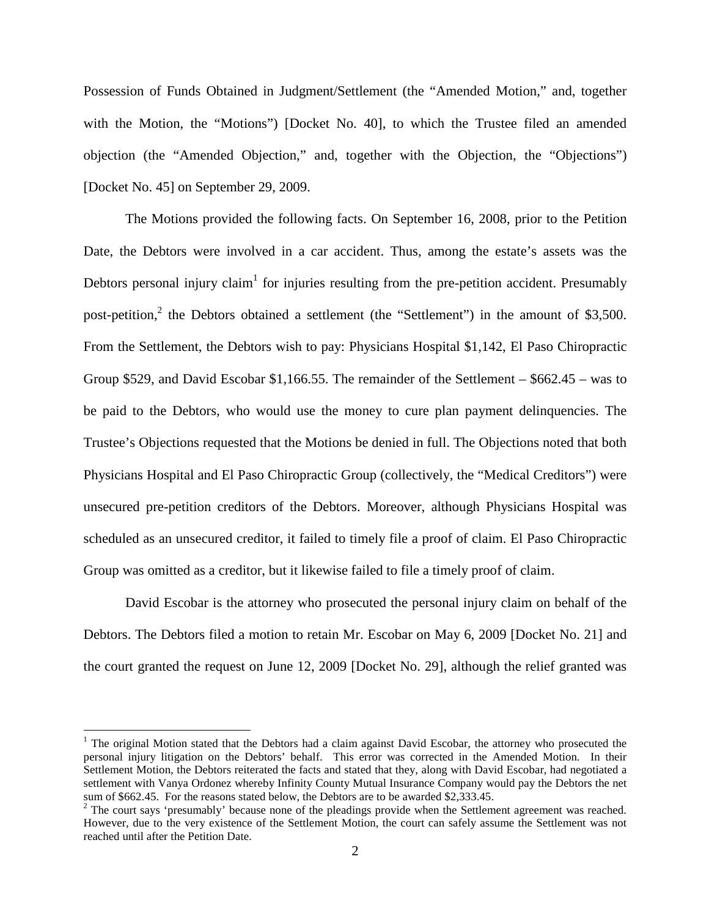Possession of Funds Obtained in Judgment/Settlement (the "Amended Motion," and, together with the Motion, the "Motions") [Docket No. 40], to which the Trustee filed an amended objection (the "Amended Objection," and, together with the Objection, the "Objections") [Docket No. 45] on September 29, 2009.

The Motions provided the following facts. On September 16, 2008, prior to the Petition Date, the Debtors were involved in a car accident. Thus, among the estate's assets was the Debtors personal injury claim[1] for injuries resulting from the pre-petition accident. Presumably post-petition,[2] the Debtors obtained a settlement (the "Settlement") in the amount of $3,500. From the Settlement, the Debtors wish to pay: Physicians Hospital $1,142, El Paso Chiropractic Group $529, and David Escobar $1,166.55. The remainder of the Settlement – $662.45 – was to be paid to the Debtors, who would use the money to cure plan payment delinquencies. The Trustee's Objections requested that the Motions be denied in full. The Objections noted that both Physicians Hospital and El Paso Chiropractic Group (collectively, the "Medical Creditors") were unsecured pre-petition creditors of the Debtors. Moreover, although Physicians Hospital was scheduled as an unsecured creditor, it failed to timely file a proof of claim. El Paso Chiropractic Group was omitted as a creditor, but it likewise failed to file a timely proof of claim.

David Escobar is the attorney who prosecuted the personal injury claim on behalf of the Debtors. The Debtors filed a motion to retain Mr. Escobar on May 6, 2009 [Docket No. 21] and the court granted the request on June 12, 2009 [Docket No. 29], although the relief granted was

---

[1] The original Motion stated that the Debtors had a claim against David Escobar, the attorney who prosecuted the personal injury litigation on the Debtors' behalf. This error was corrected in the Amended Motion. In their Settlement Motion, the Debtors reiterated the facts and stated that they, along with David Escobar, had negotiated a settlement with Vanya Ordonez whereby Infinity County Mutual Insurance Company would pay the Debtors the net sum of $662.45. For the reasons stated below, the Debtors are to be awarded $2,333.45.

[2] The court says 'presumably' because none of the pleadings provide when the Settlement agreement was reached. However, due to the very existence of the Settlement Motion, the court can safely assume the Settlement was not reached until after the Petition Date.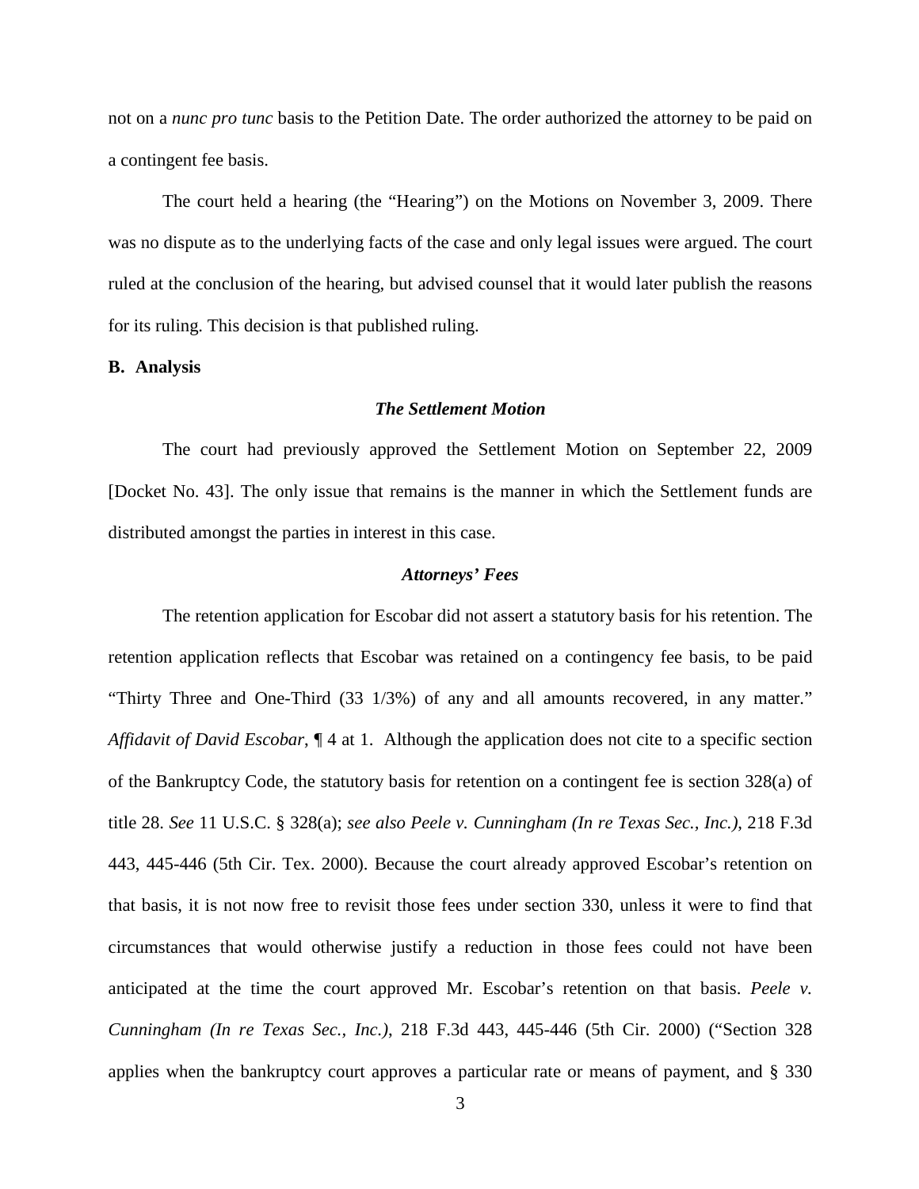not on a *nunc pro tunc* basis to the Petition Date. The order authorized the attorney to be paid on a contingent fee basis.

The court held a hearing (the "Hearing") on the Motions on November 3, 2009. There was no dispute as to the underlying facts of the case and only legal issues were argued. The court ruled at the conclusion of the hearing, but advised counsel that it would later publish the reasons for its ruling. This decision is that published ruling.

**B. Analysis**

***The Settlement Motion***

The court had previously approved the Settlement Motion on September 22, 2009 [Docket No. 43]. The only issue that remains is the manner in which the Settlement funds are distributed amongst the parties in interest in this case.

***Attorneys' Fees***

The retention application for Escobar did not assert a statutory basis for his retention. The retention application reflects that Escobar was retained on a contingency fee basis, to be paid "Thirty Three and One-Third (33 1/3%) of any and all amounts recovered, in any matter." *Affidavit of David Escobar*, ¶ 4 at 1. Although the application does not cite to a specific section of the Bankruptcy Code, the statutory basis for retention on a contingent fee is section 328(a) of title 28. *See* 11 U.S.C. § 328(a); *see also Peele v. Cunningham (In re Texas Sec., Inc.)*, 218 F.3d 443, 445-446 (5th Cir. Tex. 2000). Because the court already approved Escobar's retention on that basis, it is not now free to revisit those fees under section 330, unless it were to find that circumstances that would otherwise justify a reduction in those fees could not have been anticipated at the time the court approved Mr. Escobar's retention on that basis. *Peele v. Cunningham (In re Texas Sec., Inc.)*, 218 F.3d 443, 445-446 (5th Cir. 2000) ("Section 328 applies when the bankruptcy court approves a particular rate or means of payment, and § 330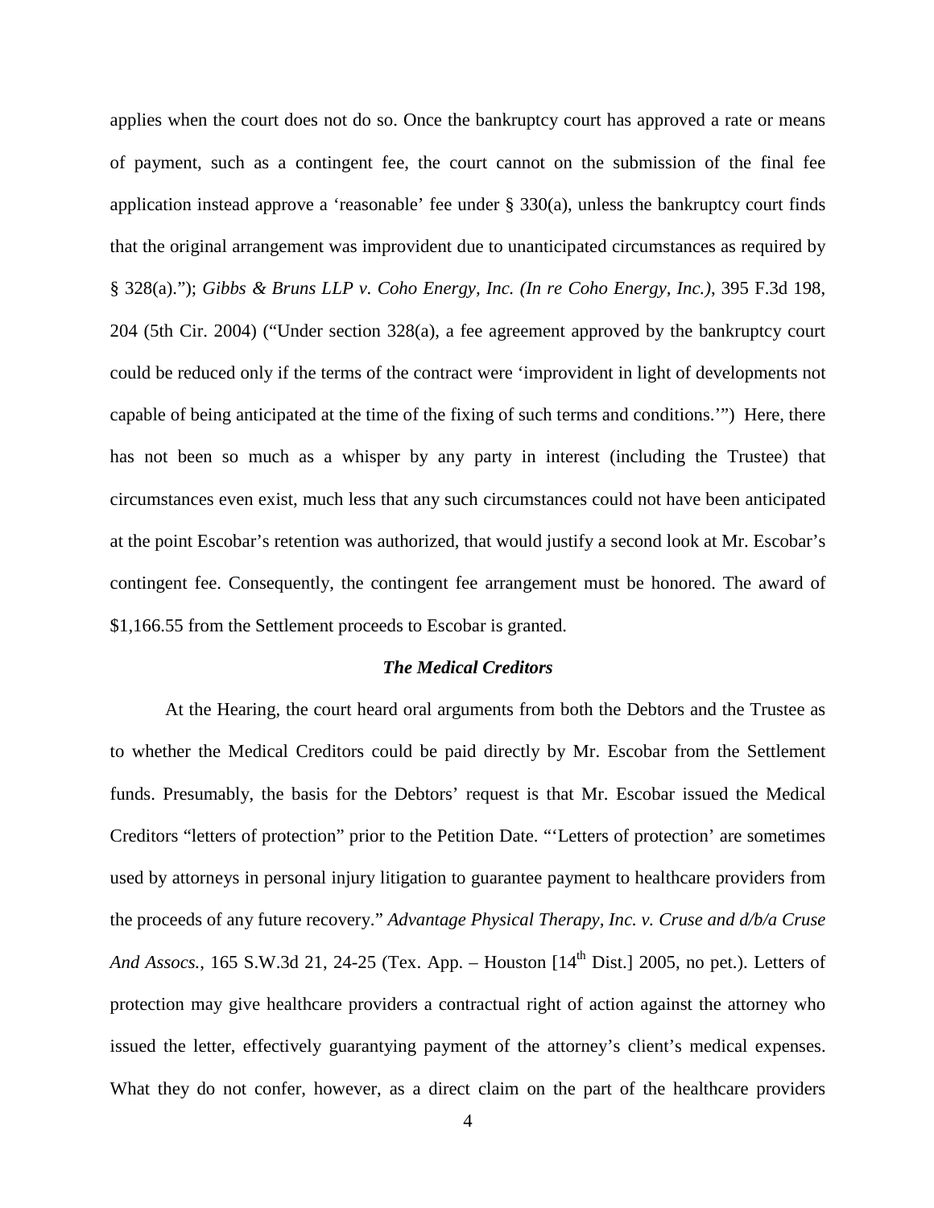applies when the court does not do so. Once the bankruptcy court has approved a rate or means of payment, such as a contingent fee, the court cannot on the submission of the final fee application instead approve a 'reasonable' fee under § 330(a), unless the bankruptcy court finds that the original arrangement was improvident due to unanticipated circumstances as required by § 328(a)."); *Gibbs & Bruns LLP v. Coho Energy, Inc. (In re Coho Energy, Inc.)*, 395 F.3d 198, 204 (5th Cir. 2004) ("Under section 328(a), a fee agreement approved by the bankruptcy court could be reduced only if the terms of the contract were 'improvident in light of developments not capable of being anticipated at the time of the fixing of such terms and conditions.'") Here, there has not been so much as a whisper by any party in interest (including the Trustee) that circumstances even exist, much less that any such circumstances could not have been anticipated at the point Escobar's retention was authorized, that would justify a second look at Mr. Escobar's contingent fee. Consequently, the contingent fee arrangement must be honored. The award of $1,166.55 from the Settlement proceeds to Escobar is granted.

### *The Medical Creditors*

At the Hearing, the court heard oral arguments from both the Debtors and the Trustee as to whether the Medical Creditors could be paid directly by Mr. Escobar from the Settlement funds. Presumably, the basis for the Debtors' request is that Mr. Escobar issued the Medical Creditors "letters of protection" prior to the Petition Date. "'Letters of protection' are sometimes used by attorneys in personal injury litigation to guarantee payment to healthcare providers from the proceeds of any future recovery." *Advantage Physical Therapy, Inc. v. Cruse and d/b/a Cruse And Assocs.*, 165 S.W.3d 21, 24-25 (Tex. App. – Houston [14th Dist.] 2005, no pet.). Letters of protection may give healthcare providers a contractual right of action against the attorney who issued the letter, effectively guarantying payment of the attorney's client's medical expenses. What they do not confer, however, as a direct claim on the part of the healthcare providers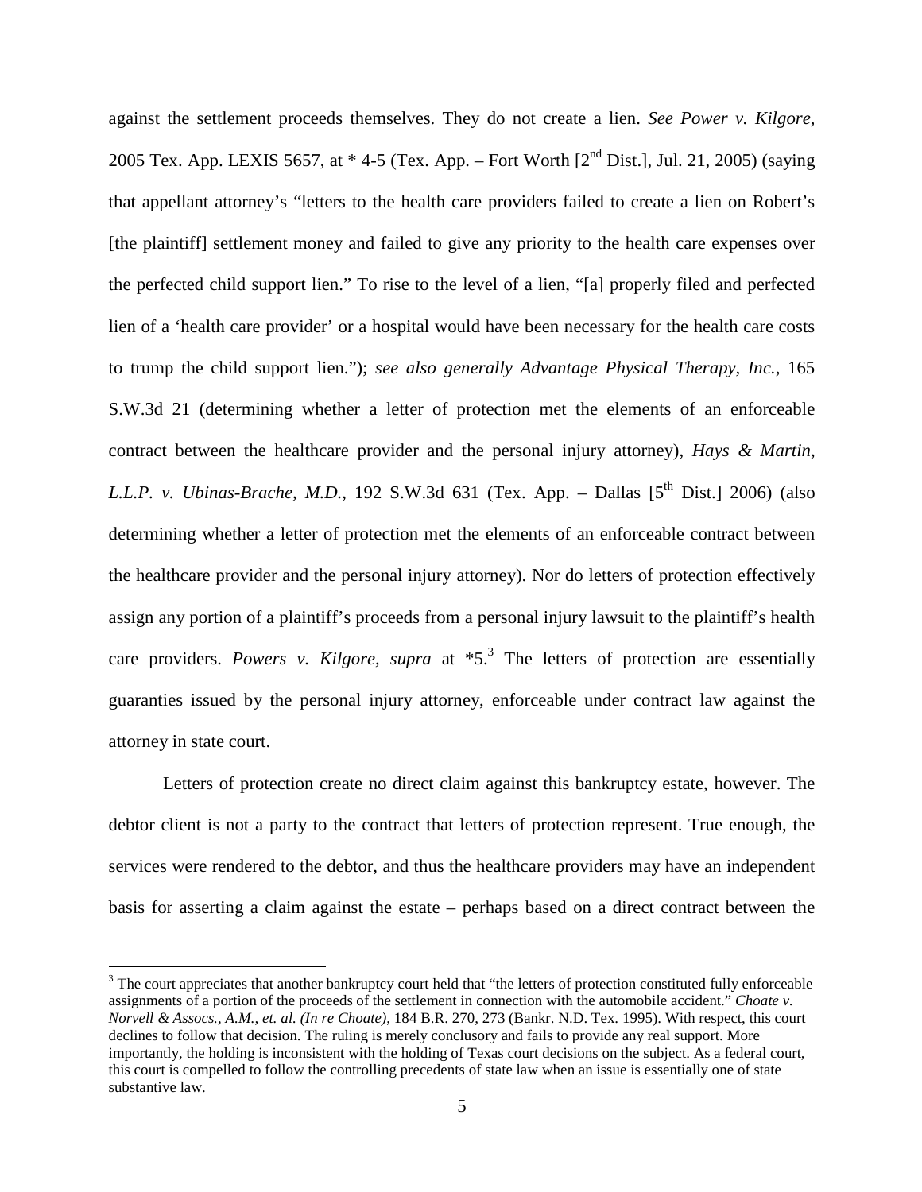against the settlement proceeds themselves. They do not create a lien. *See Power v. Kilgore*, 2005 Tex. App. LEXIS 5657, at * 4-5 (Tex. App. – Fort Worth [2nd Dist.], Jul. 21, 2005) (saying that appellant attorney's "letters to the health care providers failed to create a lien on Robert's [the plaintiff] settlement money and failed to give any priority to the health care expenses over the perfected child support lien." To rise to the level of a lien, "[a] properly filed and perfected lien of a 'health care provider' or a hospital would have been necessary for the health care costs to trump the child support lien."); *see also generally Advantage Physical Therapy, Inc.*, 165 S.W.3d 21 (determining whether a letter of protection met the elements of an enforceable contract between the healthcare provider and the personal injury attorney), *Hays & Martin, L.L.P. v. Ubinas-Brache, M.D.*, 192 S.W.3d 631 (Tex. App. – Dallas [5th Dist.] 2006) (also determining whether a letter of protection met the elements of an enforceable contract between the healthcare provider and the personal injury attorney). Nor do letters of protection effectively assign any portion of a plaintiff's proceeds from a personal injury lawsuit to the plaintiff's health care providers. *Powers v. Kilgore*, *supra* at *5.[3] The letters of protection are essentially guaranties issued by the personal injury attorney, enforceable under contract law against the attorney in state court.

Letters of protection create no direct claim against this bankruptcy estate, however. The debtor client is not a party to the contract that letters of protection represent. True enough, the services were rendered to the debtor, and thus the healthcare providers may have an independent basis for asserting a claim against the estate – perhaps based on a direct contract between the

---

[3] The court appreciates that another bankruptcy court held that "the letters of protection constituted fully enforceable assignments of a portion of the proceeds of the settlement in connection with the automobile accident." *Choate v. Norvell & Assocs., A.M., et. al. (In re Choate)*, 184 B.R. 270, 273 (Bankr. N.D. Tex. 1995). With respect, this court declines to follow that decision. The ruling is merely conclusory and fails to provide any real support. More importantly, the holding is inconsistent with the holding of Texas court decisions on the subject. As a federal court, this court is compelled to follow the controlling precedents of state law when an issue is essentially one of state substantive law.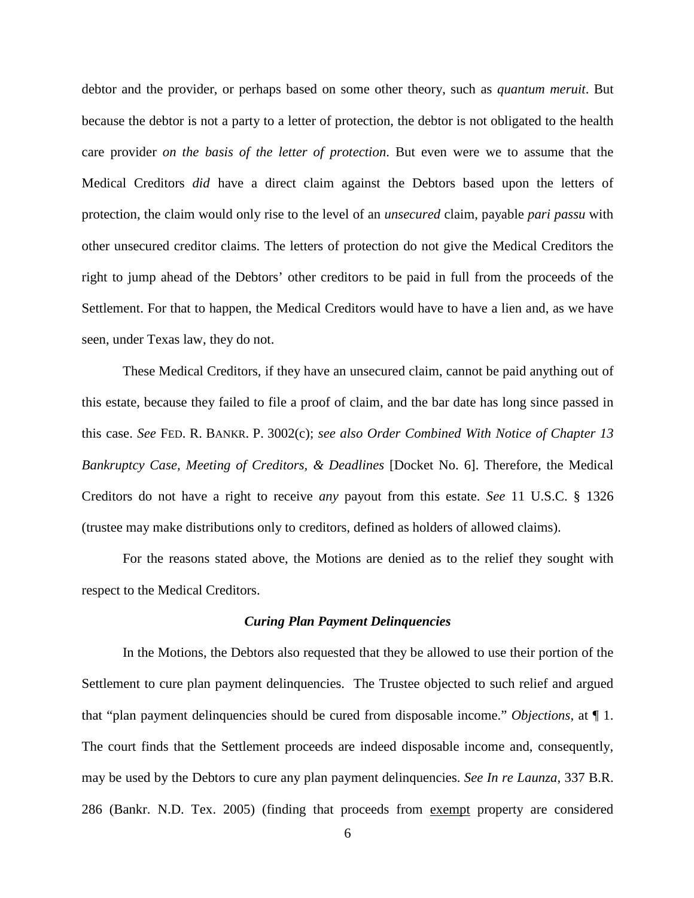debtor and the provider, or perhaps based on some other theory, such as *quantum meruit*. But because the debtor is not a party to a letter of protection, the debtor is not obligated to the health care provider *on the basis of the letter of protection*. But even were we to assume that the Medical Creditors *did* have a direct claim against the Debtors based upon the letters of protection, the claim would only rise to the level of an *unsecured* claim, payable *pari passu* with other unsecured creditor claims. The letters of protection do not give the Medical Creditors the right to jump ahead of the Debtors' other creditors to be paid in full from the proceeds of the Settlement. For that to happen, the Medical Creditors would have to have a lien and, as we have seen, under Texas law, they do not.

These Medical Creditors, if they have an unsecured claim, cannot be paid anything out of this estate, because they failed to file a proof of claim, and the bar date has long since passed in this case. *See* FED. R. BANKR. P. 3002(c); *see also Order Combined With Notice of Chapter 13 Bankruptcy Case, Meeting of Creditors, & Deadlines* [Docket No. 6]. Therefore, the Medical Creditors do not have a right to receive *any* payout from this estate. *See* 11 U.S.C. § 1326 (trustee may make distributions only to creditors, defined as holders of allowed claims).

For the reasons stated above, the Motions are denied as to the relief they sought with respect to the Medical Creditors.

### *Curing Plan Payment Delinquencies*

In the Motions, the Debtors also requested that they be allowed to use their portion of the Settlement to cure plan payment delinquencies. The Trustee objected to such relief and argued that "plan payment delinquencies should be cured from disposable income." *Objections*, at ¶ 1. The court finds that the Settlement proceeds are indeed disposable income and, consequently, may be used by the Debtors to cure any plan payment delinquencies. *See In re Launza*, 337 B.R. 286 (Bankr. N.D. Tex. 2005) (finding that proceeds from <u>exempt</u> property are considered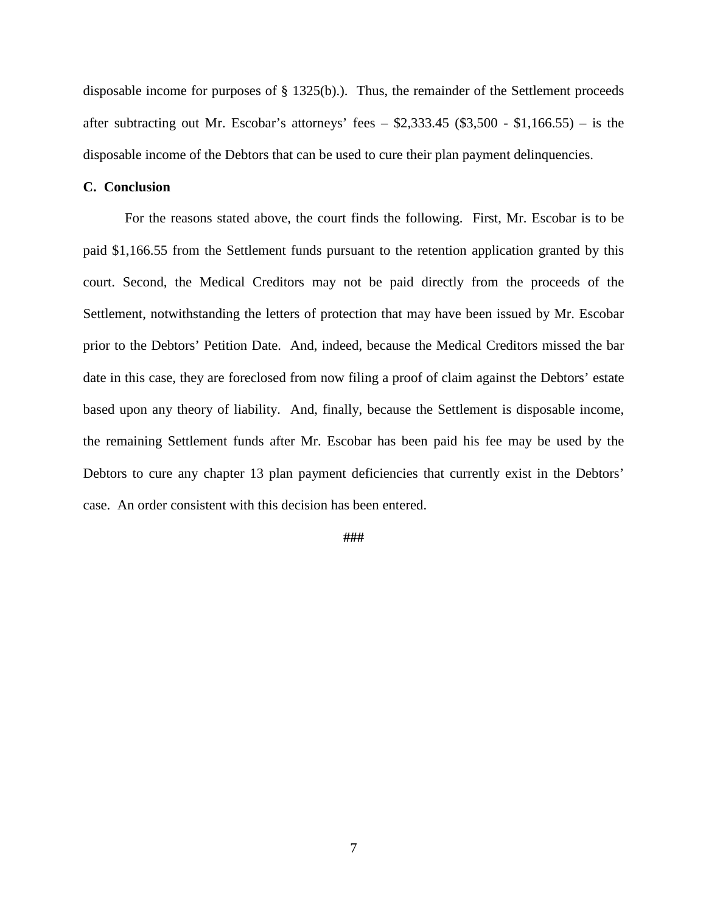disposable income for purposes of § 1325(b).). Thus, the remainder of the Settlement proceeds after subtracting out Mr. Escobar's attorneys' fees – $2,333.45 ($3,500 - $1,166.55) – is the disposable income of the Debtors that can be used to cure their plan payment delinquencies.

**C. Conclusion**

For the reasons stated above, the court finds the following. First, Mr. Escobar is to be paid $1,166.55 from the Settlement funds pursuant to the retention application granted by this court. Second, the Medical Creditors may not be paid directly from the proceeds of the Settlement, notwithstanding the letters of protection that may have been issued by Mr. Escobar prior to the Debtors' Petition Date. And, indeed, because the Medical Creditors missed the bar date in this case, they are foreclosed from now filing a proof of claim against the Debtors' estate based upon any theory of liability. And, finally, because the Settlement is disposable income, the remaining Settlement funds after Mr. Escobar has been paid his fee may be used by the Debtors to cure any chapter 13 plan payment deficiencies that currently exist in the Debtors' case. An order consistent with this decision has been entered.

###